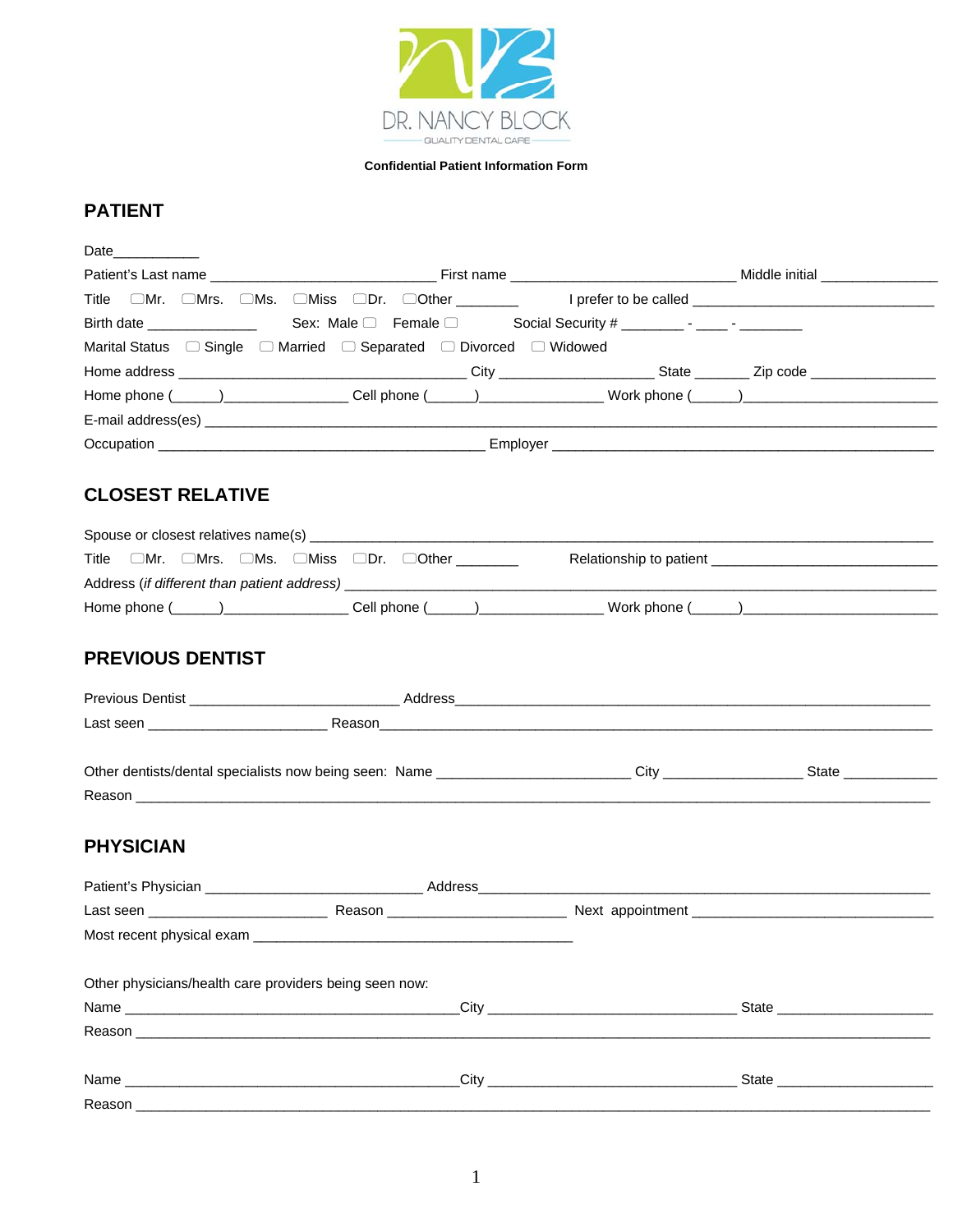DR. NANCY BLOCK

QUALITY DENTAL CARE

**Confidential Patient Information Form**

## PATIENT

Date___________

Patient's Last name ____________________________ First name ____________________________ Middle initial _______________

Title ☐Mr. ☐Mrs. ☐Ms. ☐Miss ☐Dr. ☐Other ________ I prefer to be called ______________________________

Birth date ______________ Sex: Male ☐ Female ☐ Social Security # ________ - ____ - ________

Marital Status ☐ Single ☐ Married ☐ Separated ☐ Divorced ☐ Widowed

Home address ____________________________________ City ___________________ State _______ Zip code _______________

Home phone (______)_______________ Cell phone (______)_______________ Work phone (______)_______________________

E-mail address(es) ____________________________________________________________________________________

Occupation _________________________________________ Employer _______________________________________________

## CLOSEST RELATIVE

Spouse or closest relatives name(s) _________________________________________________________________________

Title ☐Mr. ☐Mrs. ☐Ms. ☐Miss ☐Dr. ☐Other ________ Relationship to patient ____________________________

Address (*if different than patient address*) ________________________________________________________________

Home phone (______)_______________ Cell phone (______)_______________ Work phone (______)_______________________

## PREVIOUS DENTIST

Previous Dentist __________________________ Address__________________________________________________________

Last seen ______________________ Reason_______________________________________________________________________

Other dentists/dental specialists now being seen: Name ________________________ City _________________ State ____________

Reason ______________________________________________________________________________________________

## PHYSICIAN

Patient's Physician ___________________________ Address________________________________________________________

Last seen ______________________ Reason ______________________ Next appointment _______________________________

Most recent physical exam ________________________________________

Other physicians/health care providers being seen now:

Name __________________________________________City _______________________________ State ___________________

Reason ______________________________________________________________________________________________

Name __________________________________________City _______________________________ State ___________________

Reason ______________________________________________________________________________________________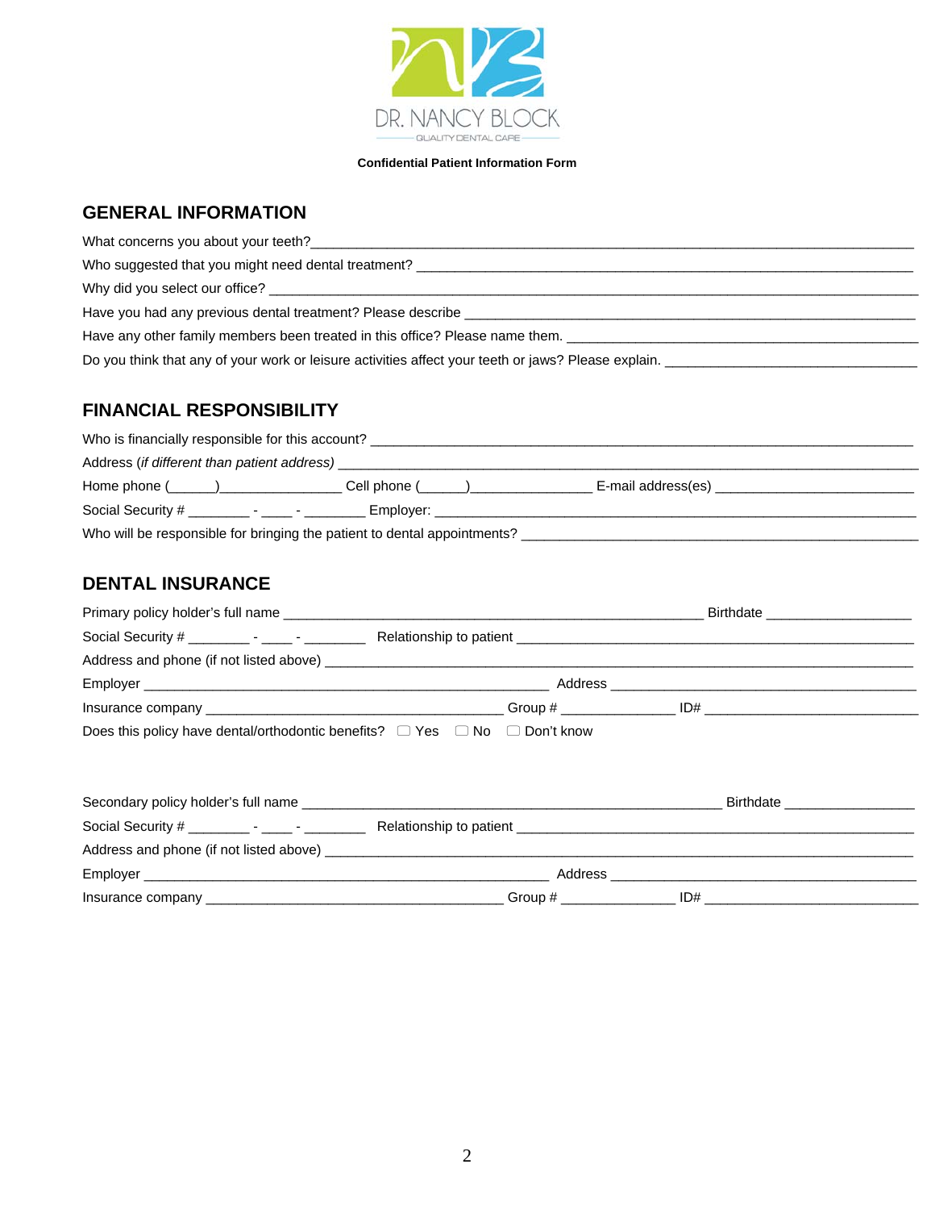DR. NANCY BLOCK

QUALITY DENTAL CARE

**Confidential Patient Information Form**

## GENERAL INFORMATION

What concerns you about your teeth?\_\_\_\_\_\_\_\_\_\_\_\_\_\_\_\_\_\_\_\_\_\_\_\_\_\_\_\_\_\_\_\_\_\_\_\_\_\_\_\_\_\_\_\_\_\_\_\_

Who suggested that you might need dental treatment? \_\_\_\_\_\_\_\_\_\_\_\_\_\_\_\_\_\_\_\_\_\_\_\_\_\_\_\_\_\_\_\_\_\_\_\_

Why did you select our office? \_\_\_\_\_\_\_\_\_\_\_\_\_\_\_\_\_\_\_\_\_\_\_\_\_\_\_\_\_\_\_\_\_\_\_\_\_\_\_\_\_\_\_\_\_\_\_\_\_\_\_\_

Have you had any previous dental treatment? Please describe \_\_\_\_\_\_\_\_\_\_\_\_\_\_\_\_\_\_\_\_\_\_\_\_\_\_\_\_\_\_\_\_

Have any other family members been treated in this office? Please name them. \_\_\_\_\_\_\_\_\_\_\_\_\_\_\_\_\_\_\_\_\_\_\_\_

Do you think that any of your work or leisure activities affect your teeth or jaws? Please explain. \_\_\_\_\_\_\_\_\_\_\_\_\_\_\_\_\_\_\_\_

## FINANCIAL RESPONSIBILITY

Who is financially responsible for this account? \_\_\_\_\_\_\_\_\_\_\_\_\_\_\_\_\_\_\_\_\_\_\_\_\_\_\_\_\_\_\_\_\_\_\_\_\_\_\_\_\_\_

Address (*if different than patient address)* \_\_\_\_\_\_\_\_\_\_\_\_\_\_\_\_\_\_\_\_\_\_\_\_\_\_\_\_\_\_\_\_\_\_\_\_\_\_\_\_\_\_\_\_

Home phone (\_\_\_\_\_\_)\_\_\_\_\_\_\_\_\_\_\_\_\_\_\_\_ Cell phone (\_\_\_\_\_\_)\_\_\_\_\_\_\_\_\_\_\_\_\_\_\_\_ E-mail address(es) \_\_\_\_\_\_\_\_\_\_\_\_\_\_\_\_\_\_\_\_\_\_\_\_\_\_

Social Security # \_\_\_\_\_\_\_\_ - \_\_\_\_ - \_\_\_\_\_\_\_\_ Employer: \_\_\_\_\_\_\_\_\_\_\_\_\_\_\_\_\_\_\_\_\_\_\_\_\_\_\_\_\_\_\_\_\_\_\_\_\_\_\_\_\_\_\_\_

Who will be responsible for bringing the patient to dental appointments? \_\_\_\_\_\_\_\_\_\_\_\_\_\_\_\_\_\_\_\_\_\_\_\_\_\_\_\_

## DENTAL INSURANCE

Primary policy holder's full name \_\_\_\_\_\_\_\_\_\_\_\_\_\_\_\_\_\_\_\_\_\_\_\_\_\_\_\_\_\_\_\_\_\_\_\_\_\_\_\_\_\_\_\_\_\_\_\_\_\_\_\_ Birthdate \_\_\_\_\_\_\_\_\_\_\_\_\_\_\_\_\_\_\_

Social Security # \_\_\_\_\_\_\_\_ - \_\_\_\_ - \_\_\_\_\_\_\_\_ Relationship to patient \_\_\_\_\_\_\_\_\_\_\_\_\_\_\_\_\_\_\_\_\_\_\_\_\_\_\_\_\_\_\_\_\_\_\_\_\_\_\_\_\_\_

Address and phone (if not listed above) \_\_\_\_\_\_\_\_\_\_\_\_\_\_\_\_\_\_\_\_\_\_\_\_\_\_\_\_\_\_\_\_\_\_\_\_\_\_\_\_\_\_\_\_\_\_\_\_\_\_

Employer \_\_\_\_\_\_\_\_\_\_\_\_\_\_\_\_\_\_\_\_\_\_\_\_\_\_\_\_\_\_\_\_\_\_\_\_\_\_\_\_\_\_\_\_\_\_\_\_\_\_\_ Address \_\_\_\_\_\_\_\_\_\_\_\_\_\_\_\_\_\_\_\_\_\_\_\_\_\_\_\_\_\_\_\_\_\_\_\_\_\_\_\_

Insurance company \_\_\_\_\_\_\_\_\_\_\_\_\_\_\_\_\_\_\_\_\_\_\_\_\_\_\_\_\_\_\_\_\_\_\_\_\_\_\_ Group # \_\_\_\_\_\_\_\_\_\_\_\_\_\_\_ ID# \_\_\_\_\_\_\_\_\_\_\_\_\_\_\_\_\_\_\_\_\_\_\_\_\_\_\_\_

Does this policy have dental/orthodontic benefits? ☐ Yes ☐ No ☐ Don't know

Secondary policy holder's full name \_\_\_\_\_\_\_\_\_\_\_\_\_\_\_\_\_\_\_\_\_\_\_\_\_\_\_\_\_\_\_\_\_\_\_\_\_\_\_\_\_\_\_\_\_\_\_\_\_\_\_\_ Birthdate \_\_\_\_\_\_\_\_\_\_\_\_\_\_\_\_\_

Social Security # \_\_\_\_\_\_\_\_ - \_\_\_\_ - \_\_\_\_\_\_\_\_ Relationship to patient \_\_\_\_\_\_\_\_\_\_\_\_\_\_\_\_\_\_\_\_\_\_\_\_\_\_\_\_\_\_\_\_\_\_\_\_\_\_\_\_\_\_

Address and phone (if not listed above) \_\_\_\_\_\_\_\_\_\_\_\_\_\_\_\_\_\_\_\_\_\_\_\_\_\_\_\_\_\_\_\_\_\_\_\_\_\_\_\_\_\_\_\_\_\_\_\_\_\_

Employer \_\_\_\_\_\_\_\_\_\_\_\_\_\_\_\_\_\_\_\_\_\_\_\_\_\_\_\_\_\_\_\_\_\_\_\_\_\_\_\_\_\_\_\_\_\_\_\_\_\_\_ Address \_\_\_\_\_\_\_\_\_\_\_\_\_\_\_\_\_\_\_\_\_\_\_\_\_\_\_\_\_\_\_\_\_\_\_\_\_\_\_\_

Insurance company \_\_\_\_\_\_\_\_\_\_\_\_\_\_\_\_\_\_\_\_\_\_\_\_\_\_\_\_\_\_\_\_\_\_\_\_\_\_\_ Group # \_\_\_\_\_\_\_\_\_\_\_\_\_\_\_ ID# \_\_\_\_\_\_\_\_\_\_\_\_\_\_\_\_\_\_\_\_\_\_\_\_\_\_\_\_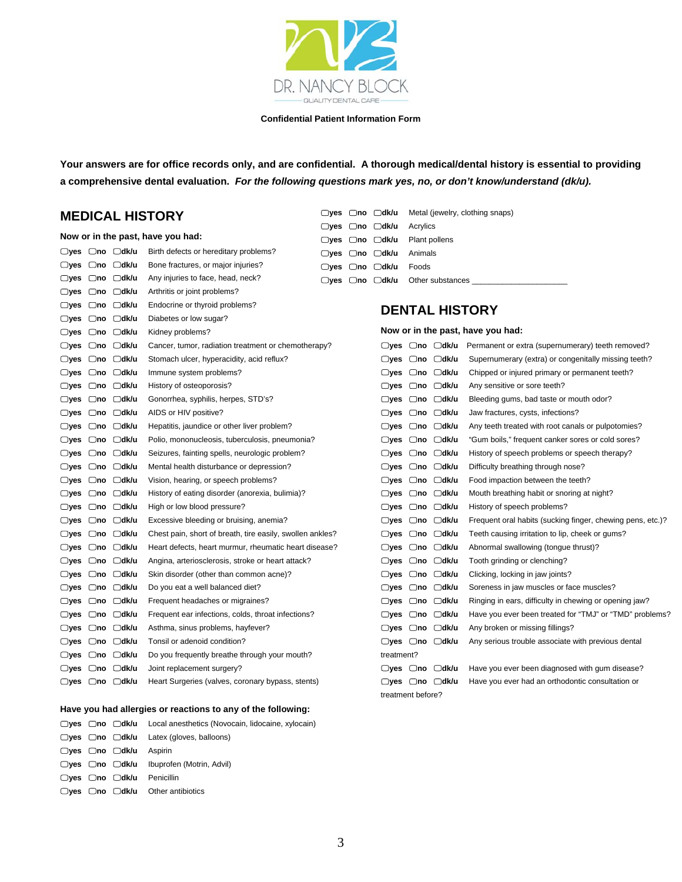DR. NANCY BLOCK

QUALITY DENTAL CARE

**Confidential Patient Information Form**

**Your answers are for office records only, and are confidential. A thorough medical/dental history is essential to providing a comprehensive dental evaluation.** ***For the following questions mark yes, no, or don't know/understand (dk/u).***

## MEDICAL HISTORY

**Now or in the past, have you had:**

- ▢yes ▢no ▢dk/u Birth defects or hereditary problems?
- ▢yes ▢no ▢dk/u Bone fractures, or major injuries?
- ▢yes ▢no ▢dk/u Any injuries to face, head, neck?
- ▢yes ▢no ▢dk/u Arthritis or joint problems?
- ▢yes ▢no ▢dk/u Endocrine or thyroid problems?
- ▢yes ▢no ▢dk/u Diabetes or low sugar?
- ▢yes ▢no ▢dk/u Kidney problems?
- ▢yes ▢no ▢dk/u Cancer, tumor, radiation treatment or chemotherapy?
- ▢yes ▢no ▢dk/u Stomach ulcer, hyperacidity, acid reflux?
- ▢yes ▢no ▢dk/u Immune system problems?
- ▢yes ▢no ▢dk/u History of osteoporosis?
- ▢yes ▢no ▢dk/u Gonorrhea, syphilis, herpes, STD's?
- ▢yes ▢no ▢dk/u AIDS or HIV positive?
- ▢yes ▢no ▢dk/u Hepatitis, jaundice or other liver problem?
- ▢yes ▢no ▢dk/u Polio, mononucleosis, tuberculosis, pneumonia?
- ▢yes ▢no ▢dk/u Seizures, fainting spells, neurologic problem?
- ▢yes ▢no ▢dk/u Mental health disturbance or depression?
- ▢yes ▢no ▢dk/u Vision, hearing, or speech problems?
- ▢yes ▢no ▢dk/u History of eating disorder (anorexia, bulimia)?
- ▢yes ▢no ▢dk/u High or low blood pressure?
- ▢yes ▢no ▢dk/u Excessive bleeding or bruising, anemia?
- ▢yes ▢no ▢dk/u Chest pain, short of breath, tire easily, swollen ankles?
- ▢yes ▢no ▢dk/u Heart defects, heart murmur, rheumatic heart disease?
- ▢yes ▢no ▢dk/u Angina, arteriosclerosis, stroke or heart attack?
- ▢yes ▢no ▢dk/u Skin disorder (other than common acne)?
- ▢yes ▢no ▢dk/u Do you eat a well balanced diet?
- ▢yes ▢no ▢dk/u Frequent headaches or migraines?
- ▢yes ▢no ▢dk/u Frequent ear infections, colds, throat infections?
- ▢yes ▢no ▢dk/u Asthma, sinus problems, hayfever?
- ▢yes ▢no ▢dk/u Tonsil or adenoid condition?
- ▢yes ▢no ▢dk/u Do you frequently breathe through your mouth?
- ▢yes ▢no ▢dk/u Joint replacement surgery?
- ▢yes ▢no ▢dk/u Heart Surgeries (valves, coronary bypass, stents)

**Have you had allergies or reactions to any of the following:**

- ▢yes ▢no ▢dk/u Local anesthetics (Novocain, lidocaine, xylocain)
- ▢yes ▢no ▢dk/u Latex (gloves, balloons)
- ▢yes ▢no ▢dk/u Aspirin
- ▢yes ▢no ▢dk/u Ibuprofen (Motrin, Advil)
- ▢yes ▢no ▢dk/u Penicillin
- ▢yes ▢no ▢dk/u Other antibiotics
- ▢yes ▢no ▢dk/u Metal (jewelry, clothing snaps)
- ▢yes ▢no ▢dk/u Acrylics
- ▢yes ▢no ▢dk/u Plant pollens
- ▢yes ▢no ▢dk/u Animals
- ▢yes ▢no ▢dk/u Foods
- ▢yes ▢no ▢dk/u Other substances ____________________

## DENTAL HISTORY

**Now or in the past, have you had:**

- ▢yes ▢no ▢dk/u Permanent or extra (supernumerary) teeth removed?
- ▢yes ▢no ▢dk/u Supernumerary (extra) or congenitally missing teeth?
- ▢yes ▢no ▢dk/u Chipped or injured primary or permanent teeth?
- ▢yes ▢no ▢dk/u Any sensitive or sore teeth?
- ▢yes ▢no ▢dk/u Bleeding gums, bad taste or mouth odor?
- ▢yes ▢no ▢dk/u Jaw fractures, cysts, infections?
- ▢yes ▢no ▢dk/u Any teeth treated with root canals or pulpotomies?
- ▢yes ▢no ▢dk/u "Gum boils," frequent canker sores or cold sores?
- ▢yes ▢no ▢dk/u History of speech problems or speech therapy?
- ▢yes ▢no ▢dk/u Difficulty breathing through nose?
- ▢yes ▢no ▢dk/u Food impaction between the teeth?
- ▢yes ▢no ▢dk/u Mouth breathing habit or snoring at night?
- ▢yes ▢no ▢dk/u History of speech problems?
- ▢yes ▢no ▢dk/u Frequent oral habits (sucking finger, chewing pens, etc.)?
- ▢yes ▢no ▢dk/u Teeth causing irritation to lip, cheek or gums?
- ▢yes ▢no ▢dk/u Abnormal swallowing (tongue thrust)?
- ▢yes ▢no ▢dk/u Tooth grinding or clenching?
- ▢yes ▢no ▢dk/u Clicking, locking in jaw joints?
- ▢yes ▢no ▢dk/u Soreness in jaw muscles or face muscles?
- ▢yes ▢no ▢dk/u Ringing in ears, difficulty in chewing or opening jaw?
- ▢yes ▢no ▢dk/u Have you ever been treated for "TMJ" or "TMD" problems?
- ▢yes ▢no ▢dk/u Any broken or missing fillings?
- ▢yes ▢no ▢dk/u Any serious trouble associate with previous dental treatment?
- ▢yes ▢no ▢dk/u Have you ever been diagnosed with gum disease?
- ▢yes ▢no ▢dk/u Have you ever had an orthodontic consultation or treatment before?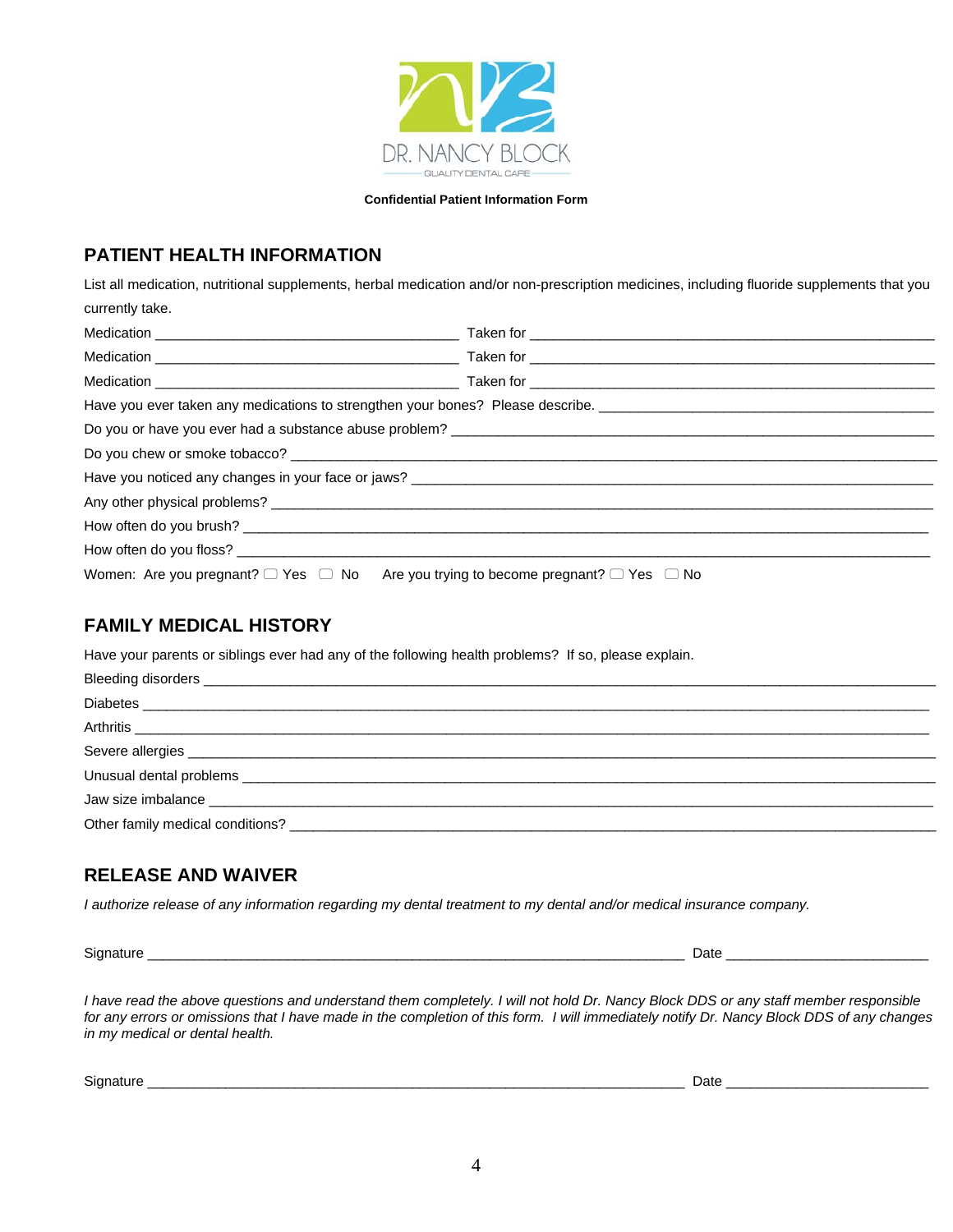DR. NANCY BLOCK

QUALITY DENTAL CARE

**Confidential Patient Information Form**

## PATIENT HEALTH INFORMATION

List all medication, nutritional supplements, herbal medication and/or non-prescription medicines, including fluoride supplements that you currently take.

Medication ______________________________________ Taken for ____________________________________________________

Medication ______________________________________ Taken for ____________________________________________________

Medication ______________________________________ Taken for ____________________________________________________

Have you ever taken any medications to strengthen your bones? Please describe. ____________________________________________

Do you or have you ever had a substance abuse problem? _____________________________________________________________

Do you chew or smoke tobacco? __________________________________________________________________________________

Have you noticed any changes in your face or jaws? __________________________________________________________________

Any other physical problems? ____________________________________________________________________________________

How often do you brush? ________________________________________________________________________________________

How often do you floss? _________________________________________________________________________________________

Women: Are you pregnant? ☐ Yes ☐ No  Are you trying to become pregnant? ☐ Yes ☐ No

## FAMILY MEDICAL HISTORY

Have your parents or siblings ever had any of the following health problems? If so, please explain.

Bleeding disorders ______________________________________________________________________________________________

Diabetes _____________________________________________________________________________________________________

Arthritis ______________________________________________________________________________________________________

Severe allergies ________________________________________________________________________________________________

Unusual dental problems ________________________________________________________________________________________

Jaw size imbalance _____________________________________________________________________________________________

Other family medical conditions? _________________________________________________________________________________

## RELEASE AND WAIVER

*I authorize release of any information regarding my dental treatment to my dental and/or medical insurance company.*

Signature ______________________________________________________________________ Date _________________________

*I have read the above questions and understand them completely. I will not hold Dr. Nancy Block DDS or any staff member responsible for any errors or omissions that I have made in the completion of this form. I will immediately notify Dr. Nancy Block DDS of any changes in my medical or dental health.*

Signature ______________________________________________________________________ Date _________________________